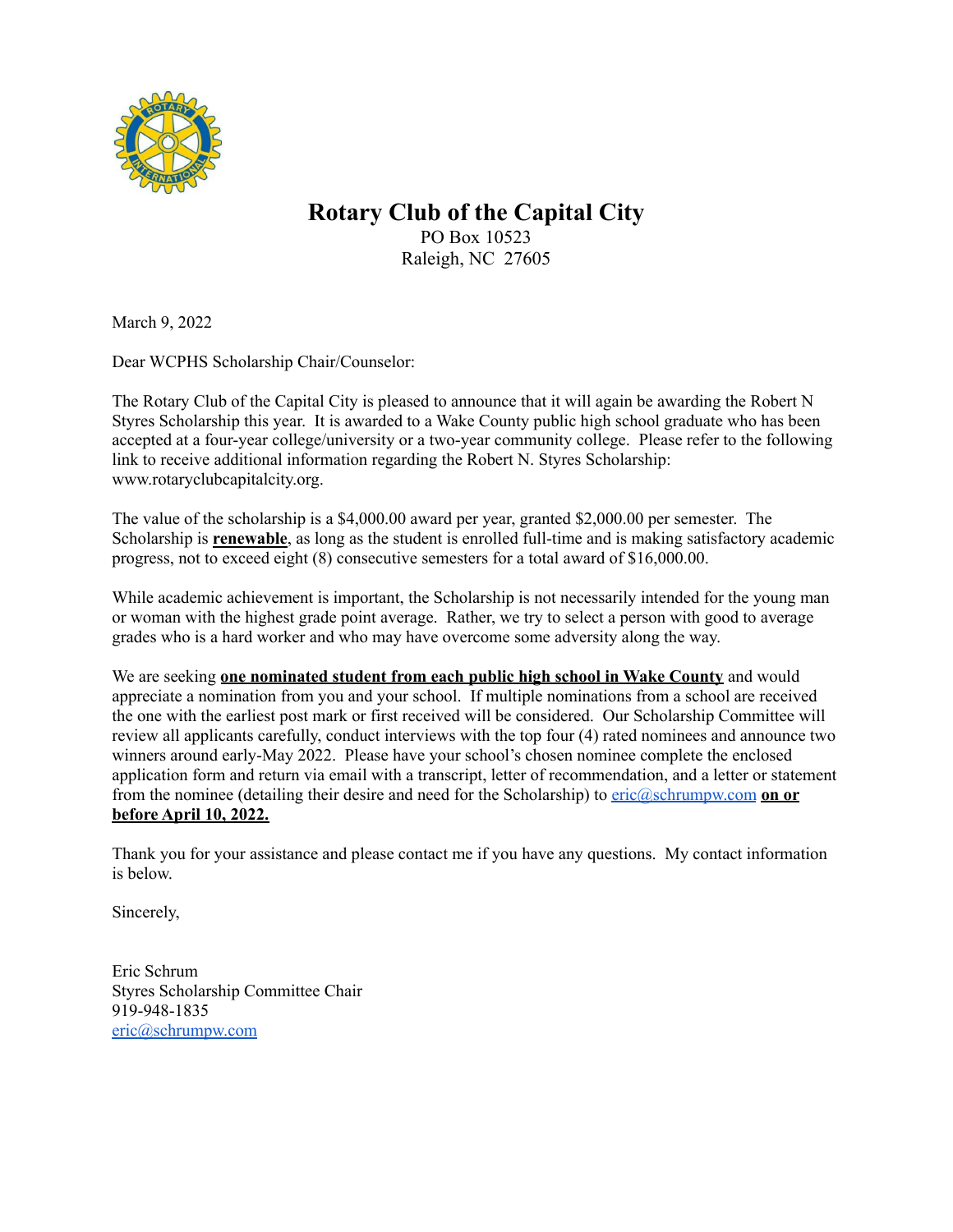# Rotary Club of the Capital City

PO Box 10523
Raleigh, NC 27605

March 9, 2022

Dear WCPHS Scholarship Chair/Counselor:

The Rotary Club of the Capital City is pleased to announce that it will again be awarding the Robert N Styres Scholarship this year. It is awarded to a Wake County public high school graduate who has been accepted at a four-year college/university or a two-year community college. Please refer to the following link to receive additional information regarding the Robert N. Styres Scholarship: www.rotaryclubcapitalcity.org.

The value of the scholarship is a $4,000.00 award per year, granted $2,000.00 per semester. The Scholarship is **renewable**, as long as the student is enrolled full-time and is making satisfactory academic progress, not to exceed eight (8) consecutive semesters for a total award of $16,000.00.

While academic achievement is important, the Scholarship is not necessarily intended for the young man or woman with the highest grade point average. Rather, we try to select a person with good to average grades who is a hard worker and who may have overcome some adversity along the way.

We are seeking **one nominated student from each public high school in Wake County** and would appreciate a nomination from you and your school. If multiple nominations from a school are received the one with the earliest post mark or first received will be considered. Our Scholarship Committee will review all applicants carefully, conduct interviews with the top four (4) rated nominees and announce two winners around early-May 2022. Please have your school's chosen nominee complete the enclosed application form and return via email with a transcript, letter of recommendation, and a letter or statement from the nominee (detailing their desire and need for the Scholarship) to eric@schrumpw.com **on or before April 10, 2022.**

Thank you for your assistance and please contact me if you have any questions. My contact information is below.

Sincerely,

Eric Schrum
Styres Scholarship Committee Chair
919-948-1835
eric@schrumpw.com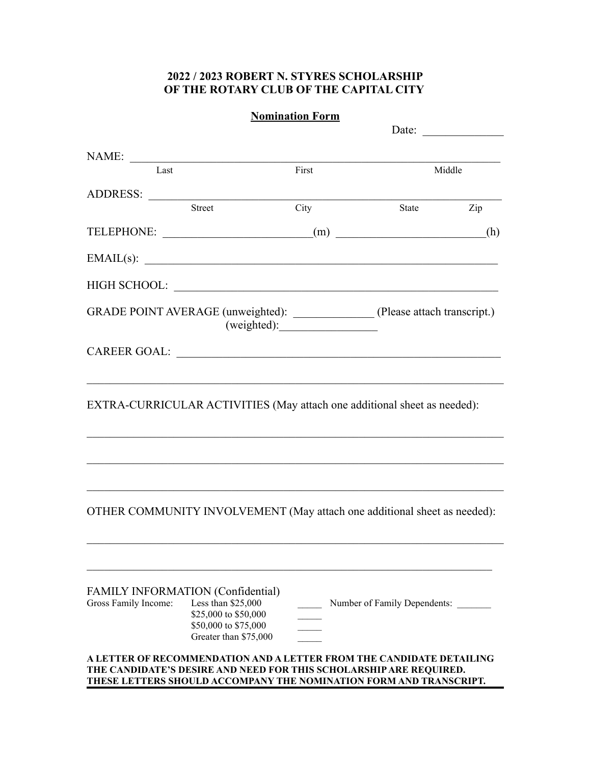**2022 / 2023 ROBERT N. STYRES SCHOLARSHIP**
**OF THE ROTARY CLUB OF THE CAPITAL CITY**

**<u>Nomination Form</u>**

Date: ______________

NAME: ______________________________________________________________
Last First Middle

ADDRESS: ___________________________________________________________
Street City State Zip

TELEPHONE: _________________________(m) _________________________(h)

EMAIL(s): ___________________________________________________________

HIGH SCHOOL: _______________________________________________________

GRADE POINT AVERAGE (unweighted): _____________ (Please attach transcript.)
(weighted):________________

CAREER GOAL: _______________________________________________________

_____________________________________________________________________

EXTRA-CURRICULAR ACTIVITIES (May attach one additional sheet as needed):

_____________________________________________________________________

_____________________________________________________________________

_____________________________________________________________________

OTHER COMMUNITY INVOLVEMENT (May attach one additional sheet as needed):

_____________________________________________________________________

_____________________________________________________________________

FAMILY INFORMATION (Confidential)

Gross Family Income:
- Less than $25,000 _____
- $25,000 to $50,000 _____
- $50,000 to $75,000 _____
- Greater than $75,000 _____

Number of Family Dependents: _______

**A LETTER OF RECOMMENDATION AND A LETTER FROM THE CANDIDATE DETAILING THE CANDIDATE'S DESIRE AND NEED FOR THIS SCHOLARSHIP ARE REQUIRED. THESE LETTERS SHOULD ACCOMPANY THE NOMINATION FORM AND TRANSCRIPT.**